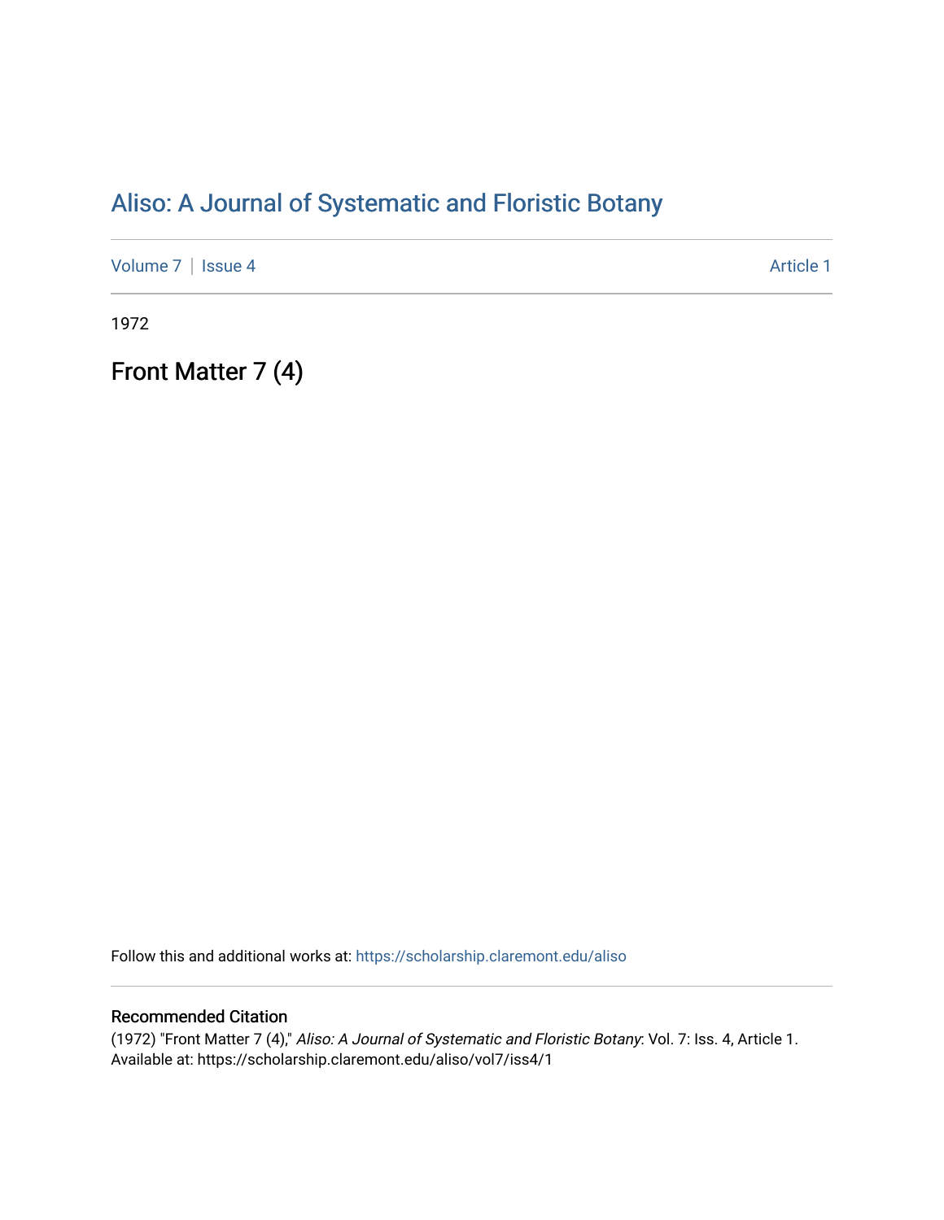# Aliso: A Journal of Systematic and Floristic Botany

Volume 7 | Issue 4 Article 1

1972

## Front Matter 7 (4)

Follow this and additional works at: https://scholarship.claremont.edu/aliso

### Recommended Citation

(1972) "Front Matter 7 (4)," *Aliso: A Journal of Systematic and Floristic Botany*: Vol. 7: Iss. 4, Article 1.
Available at: https://scholarship.claremont.edu/aliso/vol7/iss4/1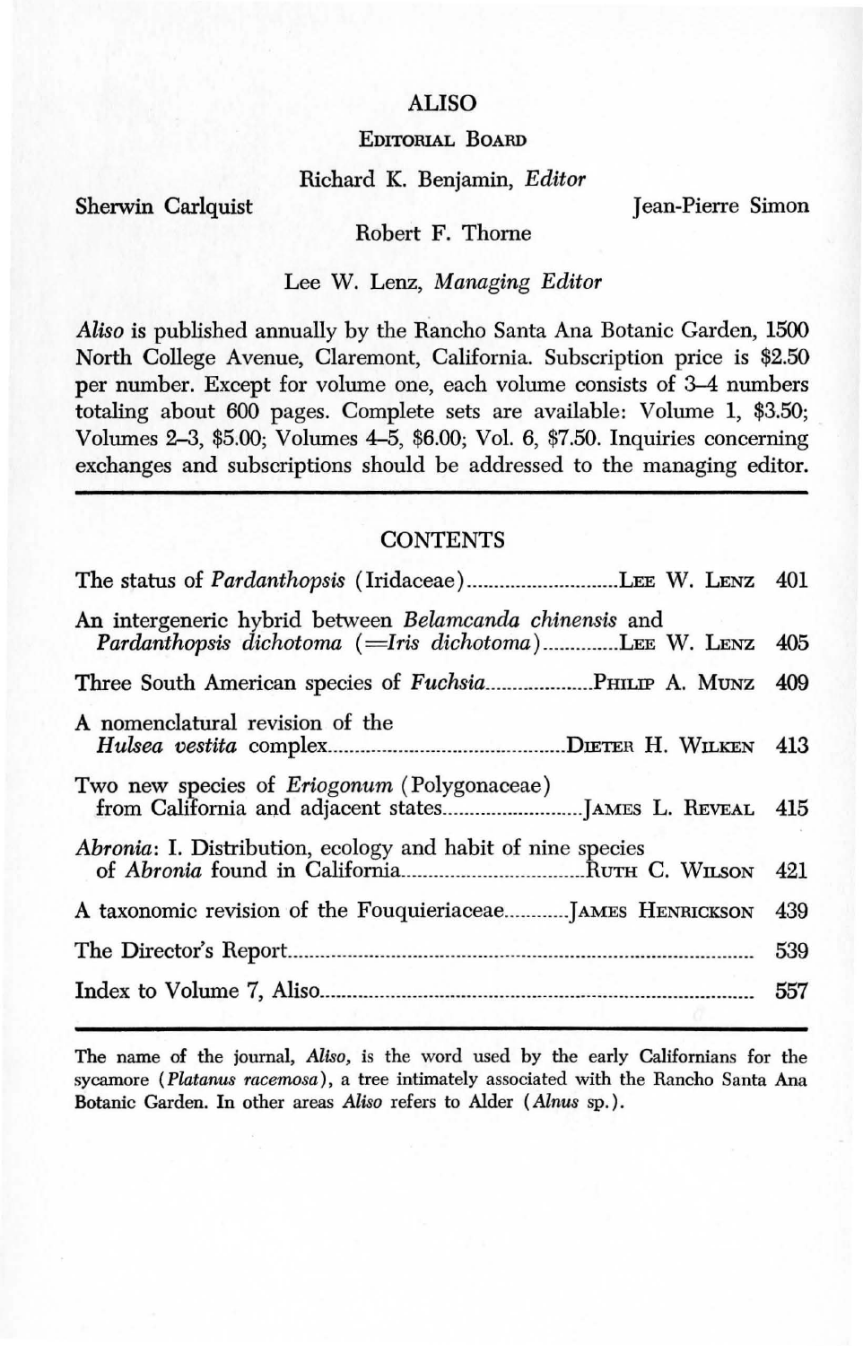# ALISO

## Editorial Board

Richard K. Benjamin, *Editor*

Sherwin Carlquist

Jean-Pierre Simon

Robert F. Thorne

Lee W. Lenz, *Managing Editor*

*Aliso* is published annually by the Rancho Santa Ana Botanic Garden, 1500 North College Avenue, Claremont, California. Subscription price is $2.50 per number. Except for volume one, each volume consists of 3–4 numbers totaling about 600 pages. Complete sets are available: Volume 1, $3.50; Volumes 2–3, $5.00; Volumes 4–5, $6.00; Vol. 6, $7.50. Inquiries concerning exchanges and subscriptions should be addressed to the managing editor.

## CONTENTS

| | | |
|---|---|---|
| The status of *Pardanthopsis* (Iridaceae) | Lee W. Lenz | 401 |
| An intergeneric hybrid between *Belamcanda chinensis* and *Pardanthopsis dichotoma* (=*Iris dichotoma*) | Lee W. Lenz | 405 |
| Three South American species of *Fuchsia* | Philip A. Munz | 409 |
| A nomenclatural revision of the *Hulsea vestita* complex | Dieter H. Wilken | 413 |
| Two new species of *Eriogonum* (Polygonaceae) from California and adjacent states | James L. Reveal | 415 |
| *Abronia*: I. Distribution, ecology and habit of nine species of *Abronia* found in California | Ruth C. Wilson | 421 |
| A taxonomic revision of the Fouquieriaceae | James Henrickson | 439 |
| The Director's Report | | 539 |
| Index to Volume 7, Aliso | | 557 |

The name of the journal, *Aliso*, is the word used by the early Californians for the sycamore (*Platanus racemosa*), a tree intimately associated with the Rancho Santa Ana Botanic Garden. In other areas *Aliso* refers to Alder (*Alnus* sp.).